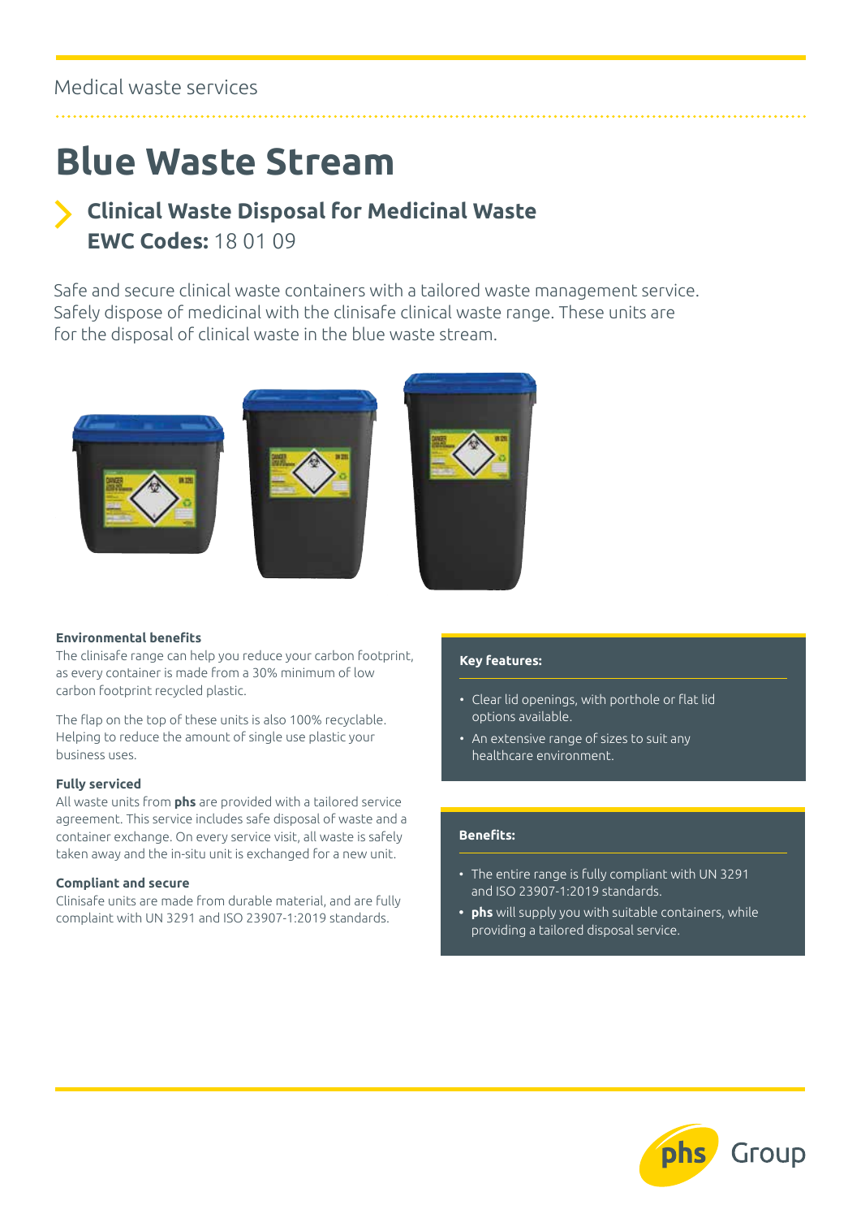Medical waste services

# Blue Waste Stream

## Clinical Waste Disposal for Medicinal Waste

**EWC Codes:** 18 01 09

Safe and secure clinical waste containers with a tailored waste management service. Safely dispose of medicinal with the clinisafe clinical waste range. These units are for the disposal of clinical waste in the blue waste stream.

### Environmental benefits

The clinisafe range can help you reduce your carbon footprint, as every container is made from a 30% minimum of low carbon footprint recycled plastic.

The flap on the top of these units is also 100% recyclable. Helping to reduce the amount of single use plastic your business uses.

### Fully serviced

All waste units from **phs** are provided with a tailored service agreement. This service includes safe disposal of waste and a container exchange. On every service visit, all waste is safely taken away and the in-situ unit is exchanged for a new unit.

### Compliant and secure

Clinisafe units are made from durable material, and are fully complaint with UN 3291 and ISO 23907-1:2019 standards.

### Key features:

- Clear lid openings, with porthole or flat lid options available.
- An extensive range of sizes to suit any healthcare environment.

### Benefits:

- The entire range is fully compliant with UN 3291 and ISO 23907-1:2019 standards.
- **phs** will supply you with suitable containers, while providing a tailored disposal service.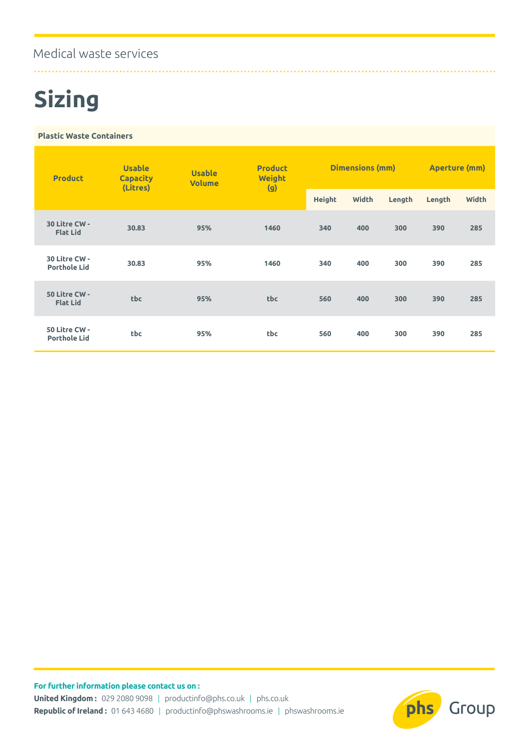Medical waste services

# Sizing

**Plastic Waste Containers**

| Product | Usable Capacity (Litres) | Usable Volume | Product Weight (g) | Dimensions (mm) | | | Aperture (mm) | |
|---|---|---|---|---|---|---|---|---|
| | | | | Height | Width | Length | Length | Width |
| 30 Litre CW - Flat Lid | 30.83 | 95% | 1460 | 340 | 400 | 300 | 390 | 285 |
| 30 Litre CW - Porthole Lid | 30.83 | 95% | 1460 | 340 | 400 | 300 | 390 | 285 |
| 50 Litre CW - Flat Lid | tbc | 95% | tbc | 560 | 400 | 300 | 390 | 285 |
| 50 Litre CW - Porthole Lid | tbc | 95% | tbc | 560 | 400 | 300 | 390 | 285 |

**For further information please contact us on :**

**United Kingdom :** 029 2080 9098 | productinfo@phs.co.uk | phs.co.uk

**Republic of Ireland :** 01 643 4680 | productinfo@phswashrooms.ie | phswashrooms.ie

phs Group